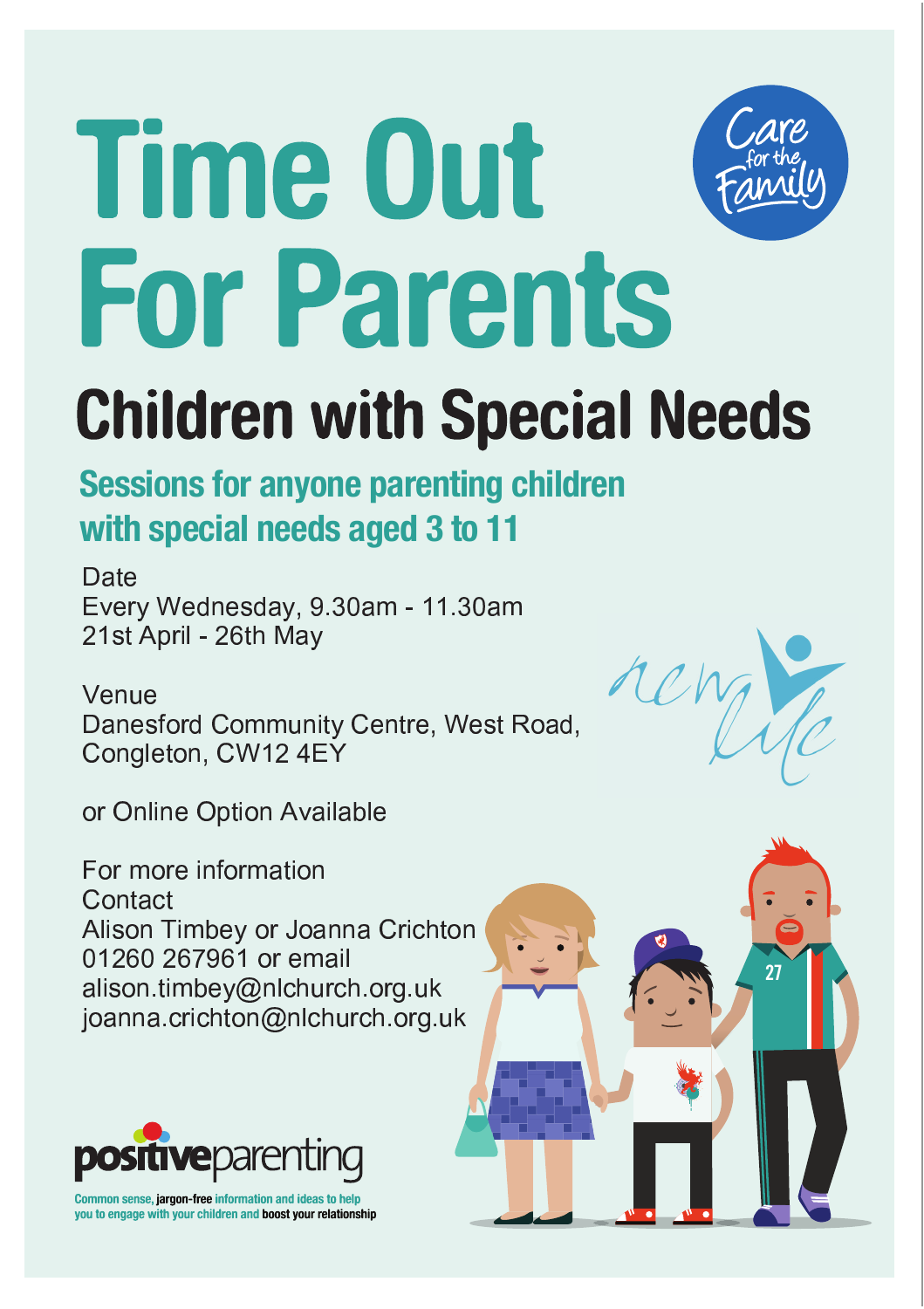# Time Out For Parents

Care for the Family

## Children with Special Needs

### Sessions for anyone parenting children with special needs aged 3 to 11

Date
Every Wednesday, 9.30am - 11.30am
21st April - 26th May

Venue
Danesford Community Centre, West Road, Congleton, CW12 4EY

or Online Option Available

For more information
Contact
Alison Timbey or Joanna Crichton
01260 267961 or email
alison.timbey@nlchurch.org.uk
joanna.crichton@nlchurch.org.uk

new life

positiveparenting

Common sense, jargon-free information and ideas to help you to engage with your children and boost your relationship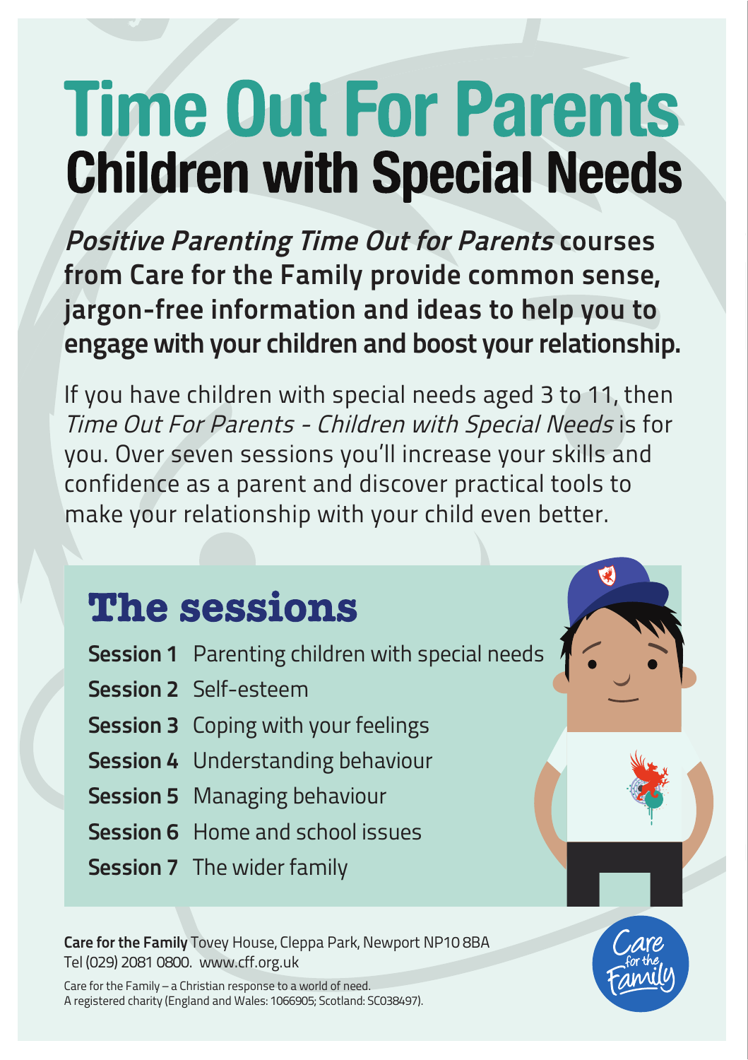# Time Out For Parents

## Children with Special Needs

***Positive Parenting Time Out for Parents*** **courses from Care for the Family provide common sense, jargon-free information and ideas to help you to engage with your children and boost your relationship.**

If you have children with special needs aged 3 to 11, then *Time Out For Parents - Children with Special Needs* is for you. Over seven sessions you'll increase your skills and confidence as a parent and discover practical tools to make your relationship with your child even better.

## The sessions

- **Session 1** Parenting children with special needs
- **Session 2** Self-esteem
- **Session 3** Coping with your feelings
- **Session 4** Understanding behaviour
- **Session 5** Managing behaviour
- **Session 6** Home and school issues
- **Session 7** The wider family

**Care for the Family** Tovey House, Cleppa Park, Newport NP10 8BA
Tel (029) 2081 0800. www.cff.org.uk

Care for the Family – a Christian response to a world of need.
A registered charity (England and Wales: 1066905; Scotland: SC038497).

Care for the Family